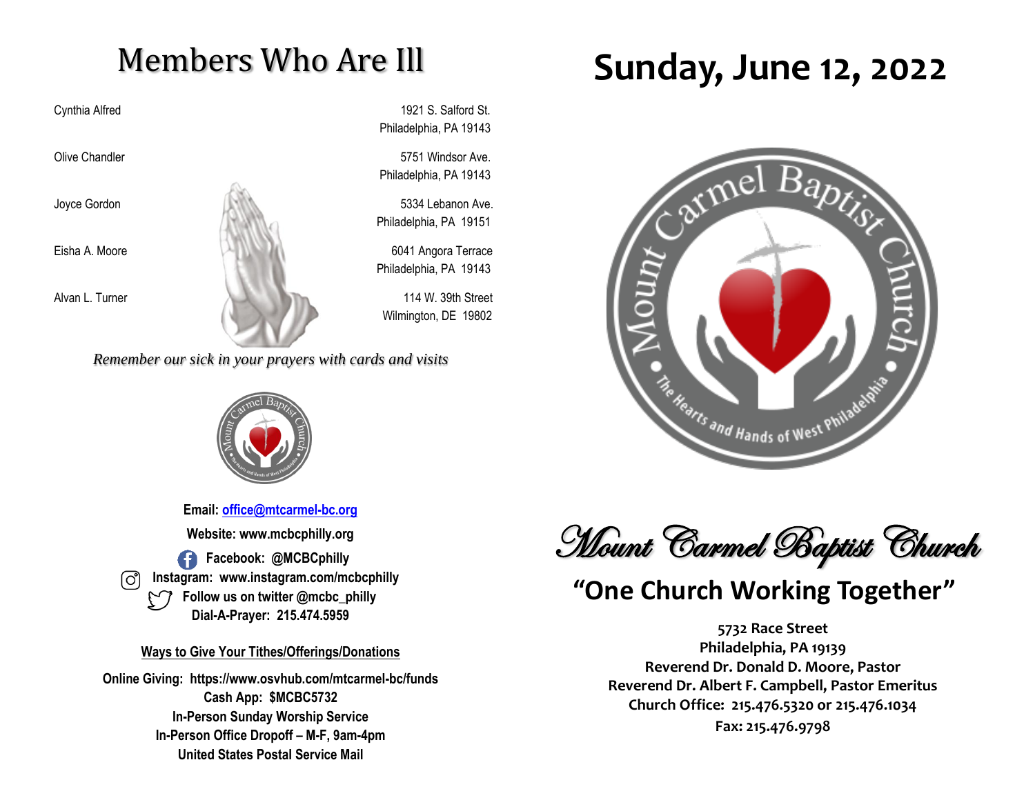# Members Who Are Ill

| Name | Address |
|---|---|
| Cynthia Alfred | 1921 S. Salford St. Philadelphia, PA 19143 |
| Olive Chandler | 5751 Windsor Ave. Philadelphia, PA 19143 |
| Joyce Gordon | 5334 Lebanon Ave. Philadelphia, PA 19151 |
| Eisha A. Moore | 6041 Angora Terrace Philadelphia, PA 19143 |
| Alvan L. Turner | 114 W. 39th Street Wilmington, DE 19802 |

*Remember our sick in your prayers with cards and visits*

**Email: office@mtcarmel-bc.org**

**Website: www.mcbcphilly.org**

**Facebook: @MCBCphilly**

**Instagram: www.instagram.com/mcbcphilly**

**Follow us on twitter @mcbc_philly**

**Dial-A-Prayer: 215.474.5959**

**Ways to Give Your Tithes/Offerings/Donations**

**Online Giving: https://www.osvhub.com/mtcarmel-bc/funds**
**Cash App: $MCBC5732**
**In-Person Sunday Worship Service**
**In-Person Office Dropoff – M-F, 9am-4pm**
**United States Postal Service Mail**

# Sunday, June 12, 2022

Mount Carmel Baptist Church — The Hearts and Hands of West Philadelphia

## Mount Carmel Baptist Church

## "One Church Working Together"

**5732 Race Street**
**Philadelphia, PA 19139**
**Reverend Dr. Donald D. Moore, Pastor**
**Reverend Dr. Albert F. Campbell, Pastor Emeritus**
**Church Office: 215.476.5320 or 215.476.1034**
**Fax: 215.476.9798**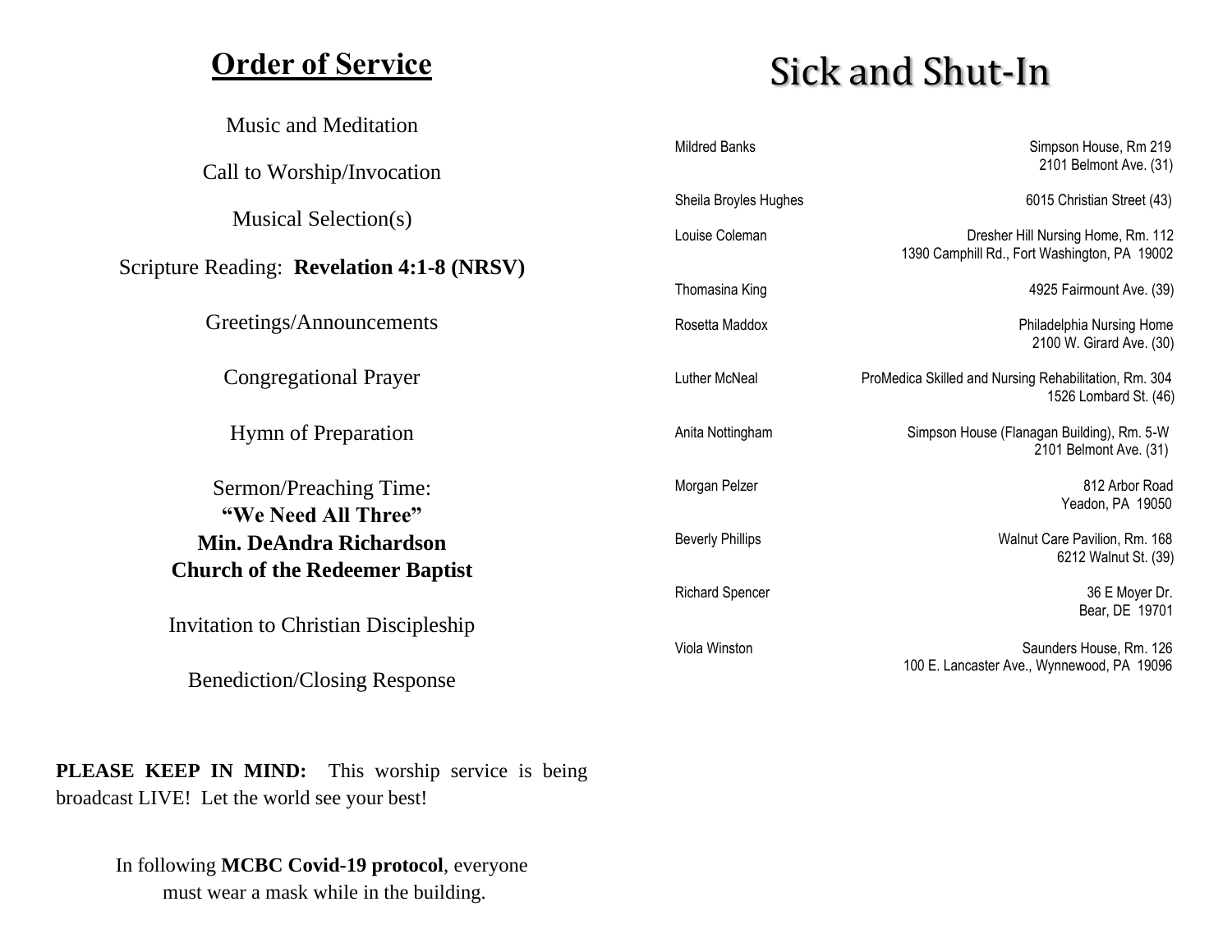## Order of Service

Music and Meditation

Call to Worship/Invocation

Musical Selection(s)

Scripture Reading: **Revelation 4:1-8 (NRSV)**

Greetings/Announcements

Congregational Prayer

Hymn of Preparation

Sermon/Preaching Time:
**"We Need All Three"**
**Min. DeAndra Richardson**
**Church of the Redeemer Baptist**

Invitation to Christian Discipleship

Benediction/Closing Response

**PLEASE KEEP IN MIND:** This worship service is being broadcast LIVE! Let the world see your best!

In following **MCBC Covid-19 protocol**, everyone must wear a mask while in the building.

# Sick and Shut-In

| | |
|---|---|
| Mildred Banks | Simpson House, Rm 219<br>2101 Belmont Ave. (31) |
| Sheila Broyles Hughes | 6015 Christian Street (43) |
| Louise Coleman | Dresher Hill Nursing Home, Rm. 112<br>1390 Camphill Rd., Fort Washington, PA 19002 |
| Thomasina King | 4925 Fairmount Ave. (39) |
| Rosetta Maddox | Philadelphia Nursing Home<br>2100 W. Girard Ave. (30) |
| Luther McNeal | ProMedica Skilled and Nursing Rehabilitation, Rm. 304<br>1526 Lombard St. (46) |
| Anita Nottingham | Simpson House (Flanagan Building), Rm. 5-W<br>2101 Belmont Ave. (31) |
| Morgan Pelzer | 812 Arbor Road<br>Yeadon, PA 19050 |
| Beverly Phillips | Walnut Care Pavilion, Rm. 168<br>6212 Walnut St. (39) |
| Richard Spencer | 36 E Moyer Dr.<br>Bear, DE 19701 |
| Viola Winston | Saunders House, Rm. 126<br>100 E. Lancaster Ave., Wynnewood, PA 19096 |